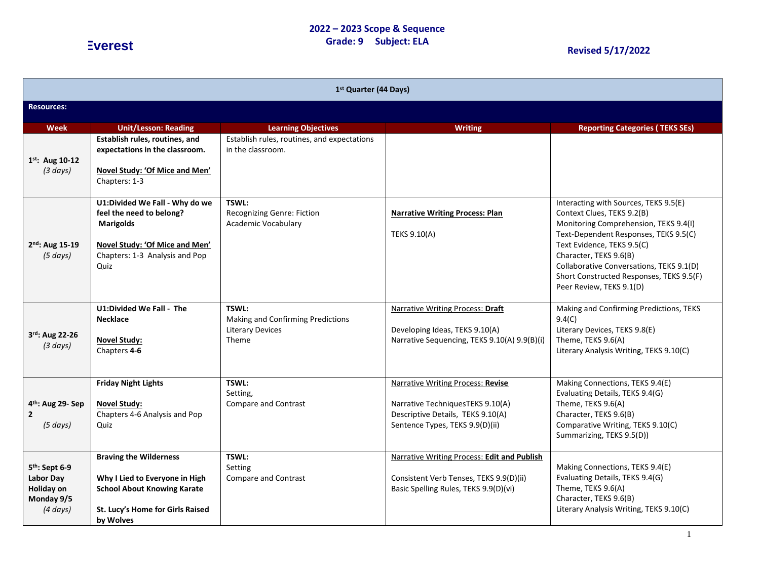Everest

# 2022 – 2023 Scope & Sequence
## Grade: 9 Subject: ELA

**Revised 5/17/2022**

| 1st Quarter (44 Days) | | | | |
|---|---|---|---|---|
| **Resources:** | | | | |
| **Week** | **Unit/Lesson: Reading** | **Learning Objectives** | **Writing** | **Reporting Categories ( TEKS SEs)** |
| **1st: Aug 10-12** *(3 days)* | **Establish rules, routines, and expectations in the classroom.** <br><br> **Novel Study: 'Of Mice and Men'** <br> Chapters: 1-3 | Establish rules, routines, and expectations in the classroom. | | |
| **2nd: Aug 15-19** *(5 days)* | **U1:Divided We Fall - Why do we feel the need to belong?** <br> **Marigolds** <br><br> **Novel Study: 'Of Mice and Men'** <br> Chapters: 1-3 Analysis and Pop Quiz | **TSWL:** <br> Recognizing Genre: Fiction <br> Academic Vocabulary | **Narrative Writing Process: Plan** <br><br> TEKS 9.10(A) | Interacting with Sources, TEKS 9.5(E) <br> Context Clues, TEKS 9.2(B) <br> Monitoring Comprehension, TEKS 9.4(I) <br> Text-Dependent Responses, TEKS 9.5(C) <br> Text Evidence, TEKS 9.5(C) <br> Character, TEKS 9.6(B) <br> Collaborative Conversations, TEKS 9.1(D) <br> Short Constructed Responses, TEKS 9.5(F) <br> Peer Review, TEKS 9.1(D) |
| **3rd: Aug 22-26** *(3 days)* | **U1:Divided We Fall - The Necklace** <br><br> **Novel Study:** <br> Chapters **4-6** | **TSWL:** <br> Making and Confirming Predictions <br> Literary Devices <br> Theme | Narrative Writing Process: **Draft** <br><br> Developing Ideas, TEKS 9.10(A) <br> Narrative Sequencing, TEKS 9.10(A) 9.9(B)(i) | Making and Confirming Predictions, TEKS 9.4(C) <br> Literary Devices, TEKS 9.8(E) <br> Theme, TEKS 9.6(A) <br> Literary Analysis Writing, TEKS 9.10(C) |
| **4th: Aug 29- Sep 2** *(5 days)* | **Friday Night Lights** <br><br> **Novel Study:** <br> Chapters 4-6 Analysis and Pop Quiz | **TSWL:** <br> Setting, <br> Compare and Contrast | Narrative Writing Process: **Revise** <br><br> Narrative TechniquesTEKS 9.10(A) <br> Descriptive Details, TEKS 9.10(A) <br> Sentence Types, TEKS 9.9(D)(ii) | Making Connections, TEKS 9.4(E) <br> Evaluating Details, TEKS 9.4(G) <br> Theme, TEKS 9.6(A) <br> Character, TEKS 9.6(B) <br> Comparative Writing, TEKS 9.10(C) <br> Summarizing, TEKS 9.5(D)) |
| **5th: Sept 6-9** **Labor Day Holiday on Monday 9/5** *(4 days)* | **Braving the Wilderness** <br><br> **Why I Lied to Everyone in High School About Knowing Karate** <br><br> **St. Lucy's Home for Girls Raised by Wolves** | **TSWL:** <br> Setting <br> Compare and Contrast | Narrative Writing Process: **Edit and Publish** <br><br> Consistent Verb Tenses, TEKS 9.9(D)(ii) <br> Basic Spelling Rules, TEKS 9.9(D)(vi) | Making Connections, TEKS 9.4(E) <br> Evaluating Details, TEKS 9.4(G) <br> Theme, TEKS 9.6(A) <br> Character, TEKS 9.6(B) <br> Literary Analysis Writing, TEKS 9.10(C) |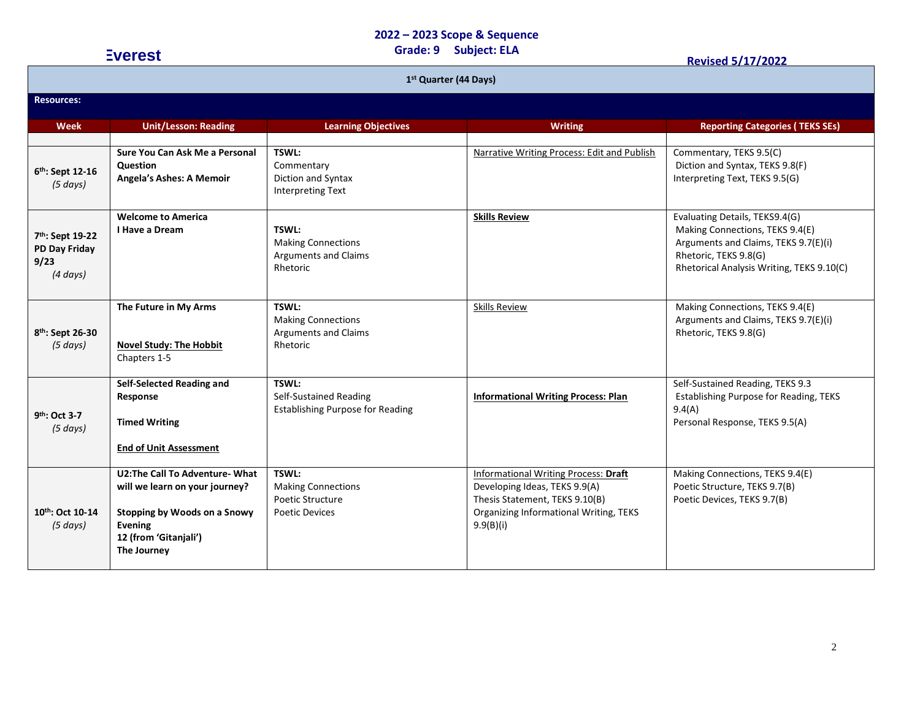Everest

## 2022 – 2023 Scope & Sequence
## Grade: 9 Subject: ELA

**Revised 5/17/2022**

| **1st Quarter (44 Days)** | | | | |
|---|---|---|---|---|
| **Resources:** | | | | |
| **Week** | **Unit/Lesson: Reading** | **Learning Objectives** | **Writing** | **Reporting Categories ( TEKS SEs)** |
| | | | | |
| **6th: Sept 12-16** *(5 days)* | **Sure You Can Ask Me a Personal Question**<br>**Angela's Ashes: A Memoir** | **TSWL:**<br>Commentary<br>Diction and Syntax<br>Interpreting Text | Narrative Writing Process: Edit and Publish | Commentary, TEKS 9.5(C)<br>Diction and Syntax, TEKS 9.8(F)<br>Interpreting Text, TEKS 9.5(G) |
| **7th: Sept 19-22**<br>**PD Day Friday 9/23** *(4 days)* | **Welcome to America**<br>**I Have a Dream** | **TSWL:**<br>Making Connections<br>Arguments and Claims<br>Rhetoric | **Skills Review** | Evaluating Details, TEKS9.4(G)<br>Making Connections, TEKS 9.4(E)<br>Arguments and Claims, TEKS 9.7(E)(i)<br>Rhetoric, TEKS 9.8(G)<br>Rhetorical Analysis Writing, TEKS 9.10(C) |
| **8th: Sept 26-30** *(5 days)* | **The Future in My Arms**<br><br>**Novel Study: The Hobbit**<br>Chapters 1-5 | **TSWL:**<br>Making Connections<br>Arguments and Claims<br>Rhetoric | Skills Review | Making Connections, TEKS 9.4(E)<br>Arguments and Claims, TEKS 9.7(E)(i)<br>Rhetoric, TEKS 9.8(G) |
| **9th: Oct 3-7** *(5 days)* | **Self-Selected Reading and Response**<br><br>**Timed Writing**<br><br>**End of Unit Assessment** | **TSWL:**<br>Self-Sustained Reading<br>Establishing Purpose for Reading | **Informational Writing Process: Plan** | Self-Sustained Reading, TEKS 9.3<br>Establishing Purpose for Reading, TEKS 9.4(A)<br>Personal Response, TEKS 9.5(A) |
| **10th: Oct 10-14** *(5 days)* | **U2:The Call To Adventure- What will we learn on your journey?**<br><br>**Stopping by Woods on a Snowy Evening**<br>**12 (from 'Gitanjali')**<br>**The Journey** | **TSWL:**<br>Making Connections<br>Poetic Structure<br>Poetic Devices | Informational Writing Process: **Draft**<br>Developing Ideas, TEKS 9.9(A)<br>Thesis Statement, TEKS 9.10(B)<br>Organizing Informational Writing, TEKS 9.9(B)(i) | Making Connections, TEKS 9.4(E)<br>Poetic Structure, TEKS 9.7(B)<br>Poetic Devices, TEKS 9.7(B) |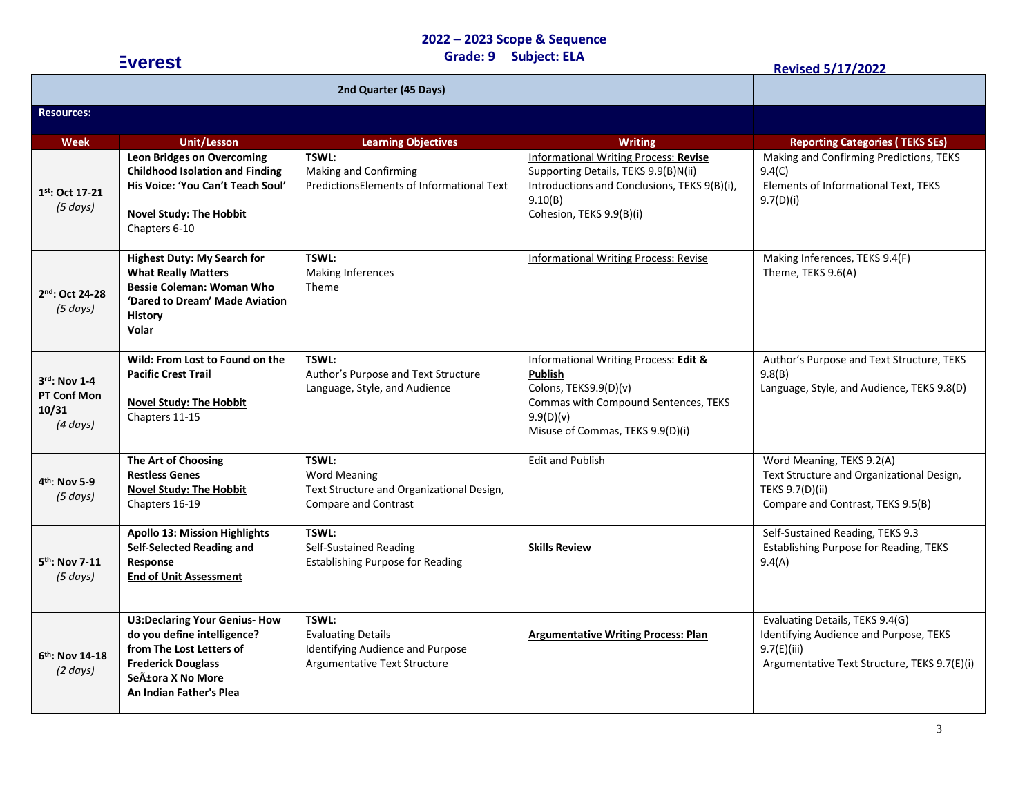**Everest**

## 2022 – 2023 Scope & Sequence
### Grade: 9 Subject: ELA

**Revised 5/17/2022**

| 2nd Quarter (45 Days) | | | | |
|---|---|---|---|---|
| **Resources:** | | | | |
| **Week** | **Unit/Lesson** | **Learning Objectives** | **Writing** | **Reporting Categories ( TEKS SEs)** |
| **1st: Oct 17-21** *(5 days)* | **Leon Bridges on Overcoming Childhood Isolation and Finding His Voice: 'You Can't Teach Soul'** <br> **Novel Study: The Hobbit** <br> Chapters 6-10 | **TSWL:** <br> Making and Confirming PredictionsElements of Informational Text | Informational Writing Process: **Revise** <br> Supporting Details, TEKS 9.9(B)N(ii) <br> Introductions and Conclusions, TEKS 9(B)(i), 9.10(B) <br> Cohesion, TEKS 9.9(B)(i) | Making and Confirming Predictions, TEKS 9.4(C) <br> Elements of Informational Text, TEKS 9.7(D)(i) |
| **2nd: Oct 24-28** *(5 days)* | **Highest Duty: My Search for What Really Matters** <br> **Bessie Coleman: Woman Who 'Dared to Dream' Made Aviation History** <br> **Volar** | **TSWL:** <br> Making Inferences <br> Theme | Informational Writing Process: Revise | Making Inferences, TEKS 9.4(F) <br> Theme, TEKS 9.6(A) |
| **3rd: Nov 1-4** **PT Conf Mon 10/31** *(4 days)* | **Wild: From Lost to Found on the Pacific Crest Trail** <br> **Novel Study: The Hobbit** <br> Chapters 11-15 | **TSWL:** <br> Author's Purpose and Text Structure <br> Language, Style, and Audience | Informational Writing Process: **Edit & Publish** <br> Colons, TEKS9.9(D)(v) <br> Commas with Compound Sentences, TEKS 9.9(D)(v) <br> Misuse of Commas, TEKS 9.9(D)(i) | Author's Purpose and Text Structure, TEKS 9.8(B) <br> Language, Style, and Audience, TEKS 9.8(D) |
| **4th: Nov 5-9** *(5 days)* | **The Art of Choosing** <br> **Restless Genes** <br> **Novel Study: The Hobbit** <br> Chapters 16-19 | **TSWL:** <br> Word Meaning <br> Text Structure and Organizational Design, Compare and Contrast | Edit and Publish | Word Meaning, TEKS 9.2(A) <br> Text Structure and Organizational Design, TEKS 9.7(D)(ii) <br> Compare and Contrast, TEKS 9.5(B) |
| **5th: Nov 7-11** *(5 days)* | **Apollo 13: Mission Highlights** <br> **Self-Selected Reading and Response** <br> **End of Unit Assessment** | **TSWL:** <br> Self-Sustained Reading <br> Establishing Purpose for Reading | **Skills Review** | Self-Sustained Reading, TEKS 9.3 <br> Establishing Purpose for Reading, TEKS 9.4(A) |
| **6th: Nov 14-18** *(2 days)* | **U3:Declaring Your Genius- How do you define intelligence?** <br> **from The Lost Letters of Frederick Douglass** <br> **SeÃ±ora X No More** <br> **An Indian Father's Plea** | **TSWL:** <br> Evaluating Details <br> Identifying Audience and Purpose <br> Argumentative Text Structure | **Argumentative Writing Process: Plan** | Evaluating Details, TEKS 9.4(G) <br> Identifying Audience and Purpose, TEKS 9.7(E)(iii) <br> Argumentative Text Structure, TEKS 9.7(E)(i) |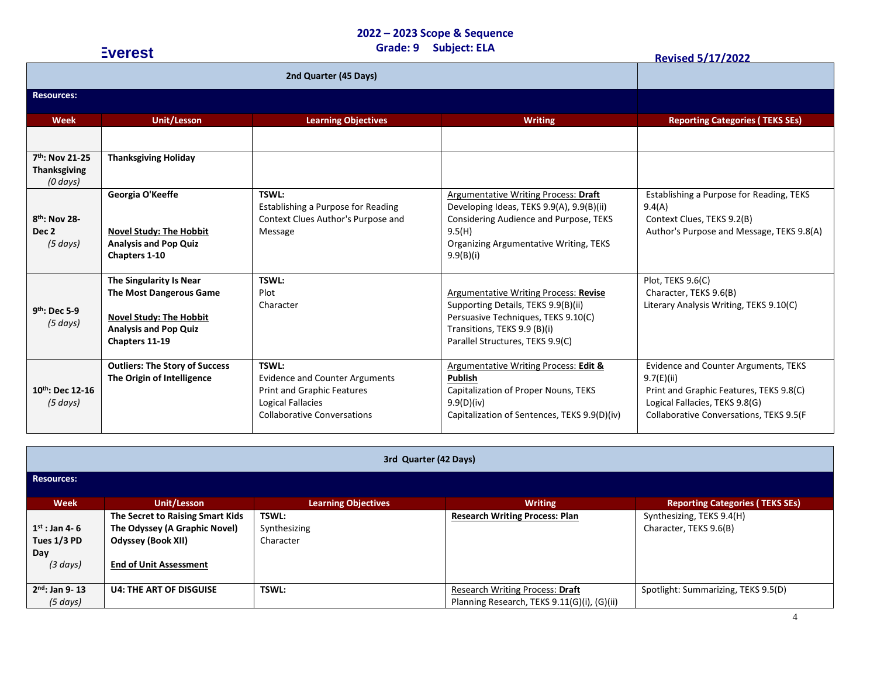**Everest**

## 2022 – 2023 Scope & Sequence
### Grade: 9 Subject: ELA

**Revised 5/17/2022**

| 2nd Quarter (45 Days) | | | | |
|---|---|---|---|---|
| **Resources:** | | | | |
| **Week** | **Unit/Lesson** | **Learning Objectives** | **Writing** | **Reporting Categories ( TEKS SEs)** |
| | | | | |
| **7th: Nov 21-25 Thanksgiving** *(0 days)* | **Thanksgiving Holiday** | | | |
| **8th: Nov 28-Dec 2** *(5 days)* | **Georgia O'Keeffe**<br><br>**Novel Study: The Hobbit Analysis and Pop Quiz Chapters 1-10** | **TSWL:**<br>Establishing a Purpose for Reading<br>Context Clues Author's Purpose and Message | Argumentative Writing Process: **Draft**<br>Developing Ideas, TEKS 9.9(A), 9.9(B)(ii)<br>Considering Audience and Purpose, TEKS 9.5(H)<br>Organizing Argumentative Writing, TEKS 9.9(B)(i) | Establishing a Purpose for Reading, TEKS 9.4(A)<br>Context Clues, TEKS 9.2(B)<br>Author's Purpose and Message, TEKS 9.8(A) |
| **9th: Dec 5-9** *(5 days)* | **The Singularity Is Near**<br>**The Most Dangerous Game**<br><br>**Novel Study: The Hobbit Analysis and Pop Quiz Chapters 11-19** | **TSWL:**<br>Plot<br>Character | Argumentative Writing Process: **Revise**<br>Supporting Details, TEKS 9.9(B)(ii)<br>Persuasive Techniques, TEKS 9.10(C)<br>Transitions, TEKS 9.9 (B)(i)<br>Parallel Structures, TEKS 9.9(C) | Plot, TEKS 9.6(C)<br>Character, TEKS 9.6(B)<br>Literary Analysis Writing, TEKS 9.10(C) |
| **10th: Dec 12-16** *(5 days)* | **Outliers: The Story of Success**<br>**The Origin of Intelligence** | **TSWL:**<br>Evidence and Counter Arguments<br>Print and Graphic Features<br>Logical Fallacies<br>Collaborative Conversations | Argumentative Writing Process: **Edit & Publish**<br>Capitalization of Proper Nouns, TEKS 9.9(D)(iv)<br>Capitalization of Sentences, TEKS 9.9(D)(iv) | Evidence and Counter Arguments, TEKS 9.7(E)(ii)<br>Print and Graphic Features, TEKS 9.8(C)<br>Logical Fallacies, TEKS 9.8(G)<br>Collaborative Conversations, TEKS 9.5(F |

| 3rd Quarter (42 Days) | | | | |
|---|---|---|---|---|
| **Resources:** | | | | |
| **Week** | **Unit/Lesson** | **Learning Objectives** | **Writing** | **Reporting Categories ( TEKS SEs)** |
| **1st : Jan 4- 6 Tues 1/3 PD Day** *(3 days)* | **The Secret to Raising Smart Kids**<br>**The Odyssey (A Graphic Novel) Odyssey (Book XII)**<br><br>**End of Unit Assessment** | **TSWL:**<br>Synthesizing<br>Character | **Research Writing Process: Plan** | Synthesizing, TEKS 9.4(H)<br>Character, TEKS 9.6(B) |
| **2nd: Jan 9- 13** *(5 days)* | **U4: THE ART OF DISGUISE** | **TSWL:** | Research Writing Process: **Draft**<br>Planning Research, TEKS 9.11(G)(i), (G)(ii) | Spotlight: Summarizing, TEKS 9.5(D) |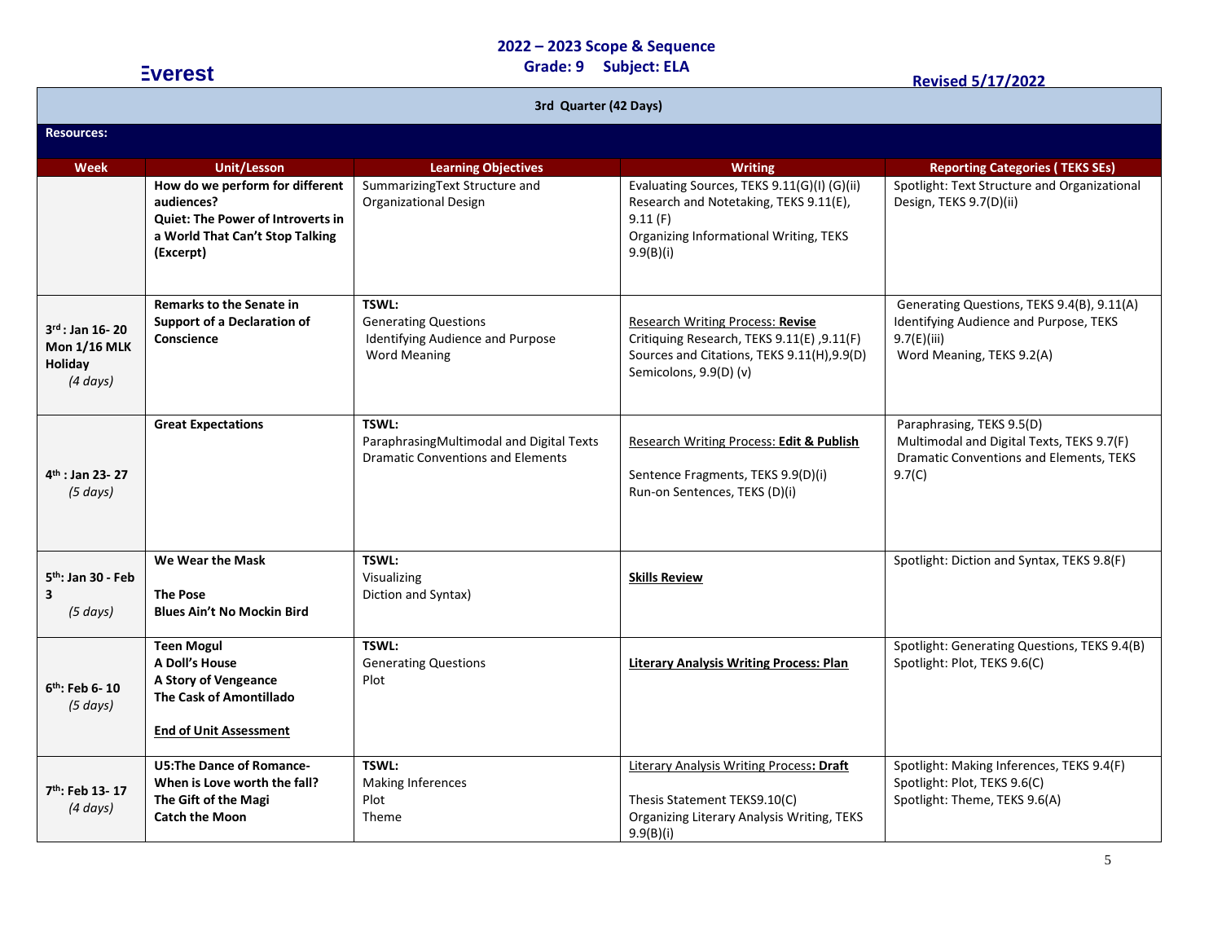# Everest

## 2022 – 2023 Scope & Sequence
## Grade: 9 Subject: ELA

**Revised 5/17/2022**

| 3rd Quarter (42 Days) | | | | |
|---|---|---|---|---|
| **Resources:** | | | | |
| **Week** | **Unit/Lesson** | **Learning Objectives** | **Writing** | **Reporting Categories ( TEKS SEs)** |
| | **How do we perform for different audiences?** **Quiet: The Power of Introverts in a World That Can't Stop Talking (Excerpt)** | SummarizingText Structure and Organizational Design | Evaluating Sources, TEKS 9.11(G)(I) (G)(ii) Research and Notetaking, TEKS 9.11(E), 9.11 (F) Organizing Informational Writing, TEKS 9.9(B)(i) | Spotlight: Text Structure and Organizational Design, TEKS 9.7(D)(ii) |
| **3rd : Jan 16- 20 Mon 1/16 MLK Holiday** *(4 days)* | **Remarks to the Senate in Support of a Declaration of Conscience** | **TSWL:** Generating Questions Identifying Audience and Purpose Word Meaning | Research Writing Process: **Revise** Critiquing Research, TEKS 9.11(E) ,9.11(F) Sources and Citations, TEKS 9.11(H),9.9(D) Semicolons, 9.9(D) (v) | Generating Questions, TEKS 9.4(B), 9.11(A) Identifying Audience and Purpose, TEKS 9.7(E)(iii) Word Meaning, TEKS 9.2(A) |
| **4th : Jan 23- 27** *(5 days)* | **Great Expectations** | **TSWL:** ParaphrasingMultimodal and Digital Texts Dramatic Conventions and Elements | Research Writing Process: **Edit & Publish** Sentence Fragments, TEKS 9.9(D)(i) Run-on Sentences, TEKS (D)(i) | Paraphrasing, TEKS 9.5(D) Multimodal and Digital Texts, TEKS 9.7(F) Dramatic Conventions and Elements, TEKS 9.7(C) |
| **5th: Jan 30 - Feb 3** *(5 days)* | **We Wear the Mask** **The Pose** **Blues Ain't No Mockin Bird** | **TSWL:** Visualizing Diction and Syntax) | **Skills Review** | Spotlight: Diction and Syntax, TEKS 9.8(F) |
| **6th: Feb 6- 10** *(5 days)* | **Teen Mogul** **A Doll's House** **A Story of Vengeance** **The Cask of Amontillado** **End of Unit Assessment** | **TSWL:** Generating Questions Plot | **Literary Analysis Writing Process: Plan** | Spotlight: Generating Questions, TEKS 9.4(B) Spotlight: Plot, TEKS 9.6(C) |
| **7th: Feb 13- 17** *(4 days)* | **U5:The Dance of Romance- When is Love worth the fall?** **The Gift of the Magi** **Catch the Moon** | **TSWL:** Making Inferences Plot Theme | Literary Analysis Writing Process**: Draft** Thesis Statement TEKS9.10(C) Organizing Literary Analysis Writing, TEKS 9.9(B)(i) | Spotlight: Making Inferences, TEKS 9.4(F) Spotlight: Plot, TEKS 9.6(C) Spotlight: Theme, TEKS 9.6(A) |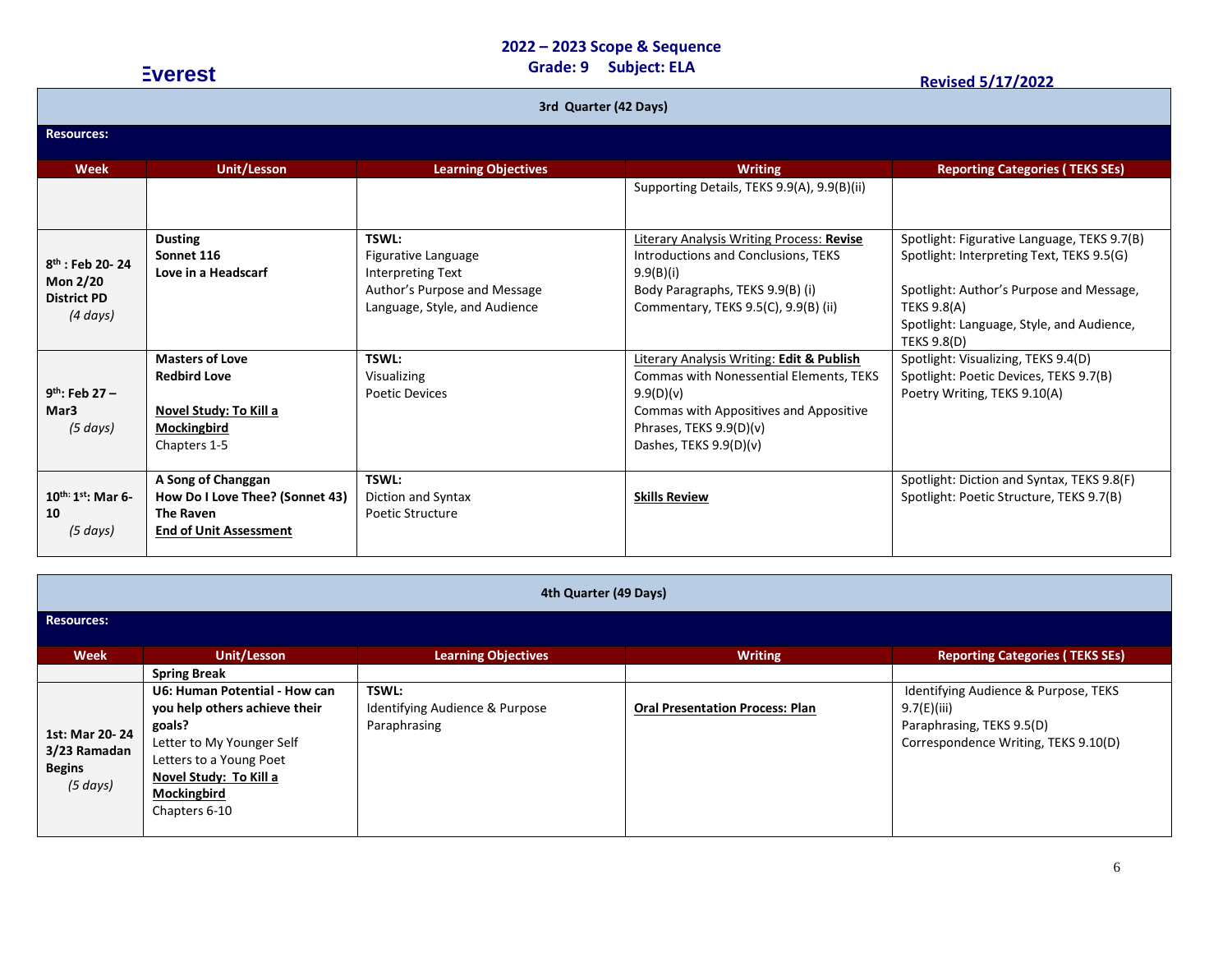Everest

**2022 – 2023 Scope & Sequence**
**Grade: 9 Subject: ELA**

**Revised 5/17/2022**

| 3rd Quarter (42 Days) | | | | |
|---|---|---|---|---|
| **Resources:** | | | | |
| **Week** | **Unit/Lesson** | **Learning Objectives** | **Writing** | **Reporting Categories ( TEKS SEs)** |
| | | | Supporting Details, TEKS 9.9(A), 9.9(B)(ii) | |
| **8th : Feb 20- 24 Mon 2/20 District PD** *(4 days)* | **Dusting**<br>**Sonnet 116**<br>**Love in a Headscarf** | **TSWL:**<br>Figurative Language<br>Interpreting Text<br>Author's Purpose and Message<br>Language, Style, and Audience | Literary Analysis Writing Process: **Revise**<br>Introductions and Conclusions, TEKS 9.9(B)(i)<br>Body Paragraphs, TEKS 9.9(B) (i)<br>Commentary, TEKS 9.5(C), 9.9(B) (ii) | Spotlight: Figurative Language, TEKS 9.7(B)<br>Spotlight: Interpreting Text, TEKS 9.5(G)<br><br>Spotlight: Author's Purpose and Message, TEKS 9.8(A)<br>Spotlight: Language, Style, and Audience, TEKS 9.8(D) |
| **9th: Feb 27 – Mar3** *(5 days)* | **Masters of Love**<br>**Redbird Love**<br><br>**Novel Study: To Kill a Mockingbird**<br>Chapters 1-5 | **TSWL:**<br>Visualizing<br>Poetic Devices | Literary Analysis Writing: **Edit & Publish**<br>Commas with Nonessential Elements, TEKS 9.9(D)(v)<br>Commas with Appositives and Appositive Phrases, TEKS 9.9(D)(v)<br>Dashes, TEKS 9.9(D)(v) | Spotlight: Visualizing, TEKS 9.4(D)<br>Spotlight: Poetic Devices, TEKS 9.7(B)<br>Poetry Writing, TEKS 9.10(A) |
| **10th: 1st: Mar 6-10** *(5 days)* | **A Song of Changgan**<br>**How Do I Love Thee? (Sonnet 43)**<br>**The Raven**<br>**End of Unit Assessment** | **TSWL:**<br>Diction and Syntax<br>Poetic Structure | **Skills Review** | Spotlight: Diction and Syntax, TEKS 9.8(F)<br>Spotlight: Poetic Structure, TEKS 9.7(B) |

| 4th Quarter (49 Days) | | | | |
|---|---|---|---|---|
| **Resources:** | | | | |
| **Week** | **Unit/Lesson** | **Learning Objectives** | **Writing** | **Reporting Categories ( TEKS SEs)** |
| | **Spring Break** | | | |
| **1st: Mar 20- 24 3/23 Ramadan Begins** *(5 days)* | **U6: Human Potential - How can you help others achieve their goals?**<br>Letter to My Younger Self<br>Letters to a Young Poet<br>**Novel Study: To Kill a Mockingbird**<br>Chapters 6-10 | **TSWL:**<br>Identifying Audience & Purpose<br>Paraphrasing | **Oral Presentation Process: Plan** | Identifying Audience & Purpose, TEKS 9.7(E)(iii)<br>Paraphrasing, TEKS 9.5(D)<br>Correspondence Writing, TEKS 9.10(D) |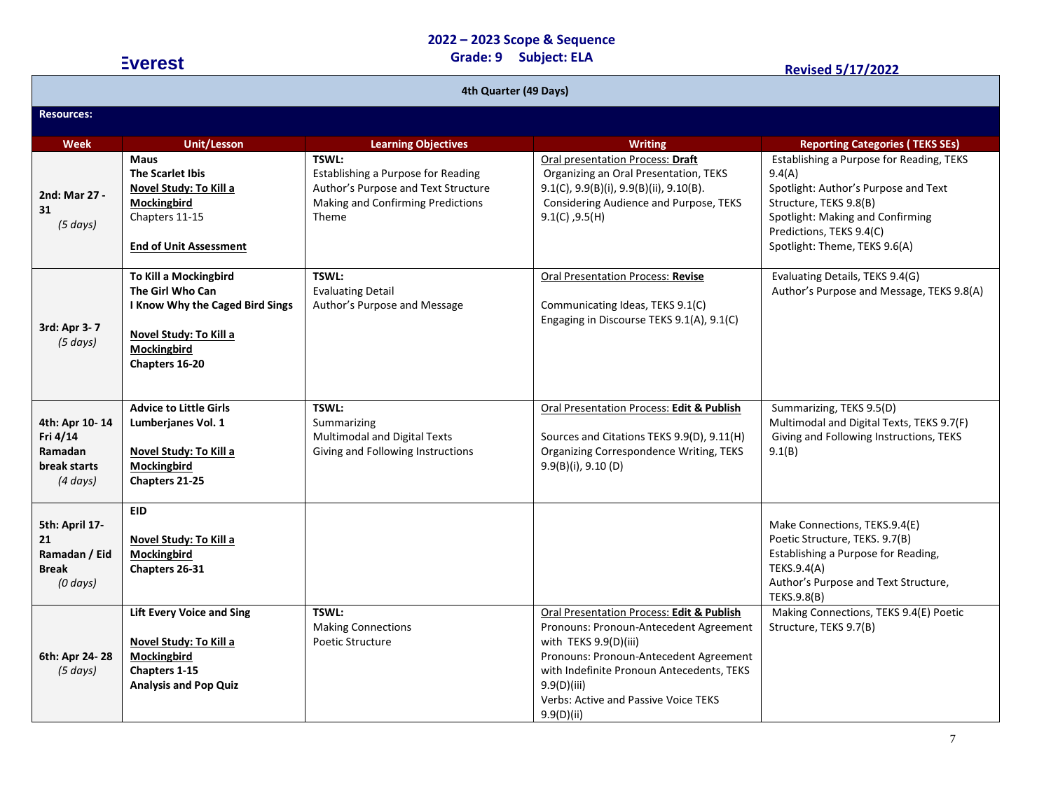**Everest**

## 2022 – 2023 Scope & Sequence
## Grade: 9 Subject: ELA

**Revised 5/17/2022**

| 4th Quarter (49 Days) | | | | |
|---|---|---|---|---|
| **Resources:** | | | | |
| **Week** | **Unit/Lesson** | **Learning Objectives** | **Writing** | **Reporting Categories ( TEKS SEs)** |
| **2nd: Mar 27 - 31** *(5 days)* | **Maus**<br>**The Scarlet Ibis**<br>**Novel Study: To Kill a Mockingbird**<br>Chapters 11-15<br><br>**End of Unit Assessment** | **TSWL:**<br>Establishing a Purpose for Reading<br>Author's Purpose and Text Structure<br>Making and Confirming Predictions<br>Theme | Oral presentation Process: **Draft**<br>Organizing an Oral Presentation, TEKS 9.1(C), 9.9(B)(i), 9.9(B)(ii), 9.10(B).<br>Considering Audience and Purpose, TEKS 9.1(C) ,9.5(H) | Establishing a Purpose for Reading, TEKS 9.4(A)<br>Spotlight: Author's Purpose and Text Structure, TEKS 9.8(B)<br>Spotlight: Making and Confirming Predictions, TEKS 9.4(C)<br>Spotlight: Theme, TEKS 9.6(A) |
| **3rd: Apr 3- 7** *(5 days)* | **To Kill a Mockingbird**<br>**The Girl Who Can**<br>**I Know Why the Caged Bird Sings**<br><br>**Novel Study: To Kill a Mockingbird**<br>**Chapters 16-20** | **TSWL:**<br>Evaluating Detail<br>Author's Purpose and Message | Oral Presentation Process: **Revise**<br><br>Communicating Ideas, TEKS 9.1(C)<br>Engaging in Discourse TEKS 9.1(A), 9.1(C) | Evaluating Details, TEKS 9.4(G)<br>Author's Purpose and Message, TEKS 9.8(A) |
| **4th: Apr 10- 14**<br>**Fri 4/14 Ramadan break starts** *(4 days)* | **Advice to Little Girls**<br>**Lumberjanes Vol. 1**<br><br>**Novel Study: To Kill a Mockingbird**<br>**Chapters 21-25** | **TSWL:**<br>Summarizing<br>Multimodal and Digital Texts<br>Giving and Following Instructions | Oral Presentation Process: **Edit & Publish**<br><br>Sources and Citations TEKS 9.9(D), 9.11(H)<br>Organizing Correspondence Writing, TEKS 9.9(B)(i), 9.10 (D) | Summarizing, TEKS 9.5(D)<br>Multimodal and Digital Texts, TEKS 9.7(F)<br>Giving and Following Instructions, TEKS 9.1(B) |
| **5th: April 17- 21**<br>**Ramadan / Eid Break** *(0 days)* | **EID**<br><br>**Novel Study: To Kill a Mockingbird**<br>**Chapters 26-31** | | | Make Connections, TEKS.9.4(E)<br>Poetic Structure, TEKS. 9.7(B)<br>Establishing a Purpose for Reading, TEKS.9.4(A)<br>Author's Purpose and Text Structure, TEKS.9.8(B) |
| **6th: Apr 24- 28** *(5 days)* | **Lift Every Voice and Sing**<br><br>**Novel Study: To Kill a Mockingbird**<br>**Chapters 1-15**<br>**Analysis and Pop Quiz** | **TSWL:**<br>Making Connections<br>Poetic Structure | Oral Presentation Process: **Edit & Publish**<br>Pronouns: Pronoun-Antecedent Agreement with TEKS 9.9(D)(iii)<br>Pronouns: Pronoun-Antecedent Agreement with Indefinite Pronoun Antecedents, TEKS 9.9(D)(iii)<br>Verbs: Active and Passive Voice TEKS 9.9(D)(ii) | Making Connections, TEKS 9.4(E) Poetic Structure, TEKS 9.7(B) |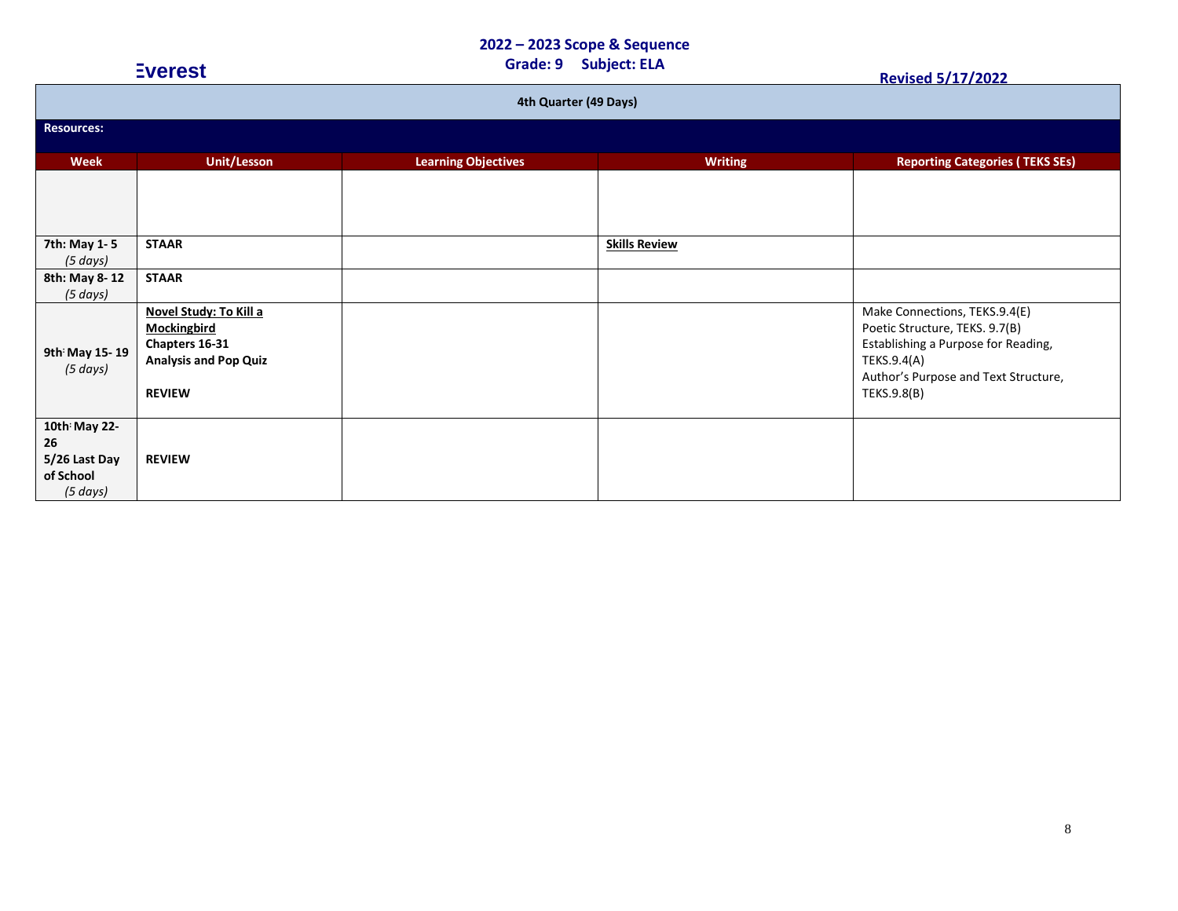Everest

**2022 – 2023 Scope & Sequence**
**Grade: 9 Subject: ELA**

**Revised 5/17/2022**

| 4th Quarter (49 Days) | | | | |
|---|---|---|---|---|
| **Resources:** | | | | |
| **Week** | **Unit/Lesson** | **Learning Objectives** | **Writing** | **Reporting Categories ( TEKS SEs)** |
| | | | | |
| **7th: May 1- 5** *(5 days)* | **STAAR** | | **Skills Review** | |
| **8th: May 8- 12** *(5 days)* | **STAAR** | | | |
| **9th: May 15- 19** *(5 days)* | **Novel Study: To Kill a Mockingbird** **Chapters 16-31** **Analysis and Pop Quiz** **REVIEW** | | | Make Connections, TEKS.9.4(E) Poetic Structure, TEKS. 9.7(B) Establishing a Purpose for Reading, TEKS.9.4(A) Author's Purpose and Text Structure, TEKS.9.8(B) |
| **10th: May 22- 26** **5/26 Last Day of School** *(5 days)* | **REVIEW** | | | |